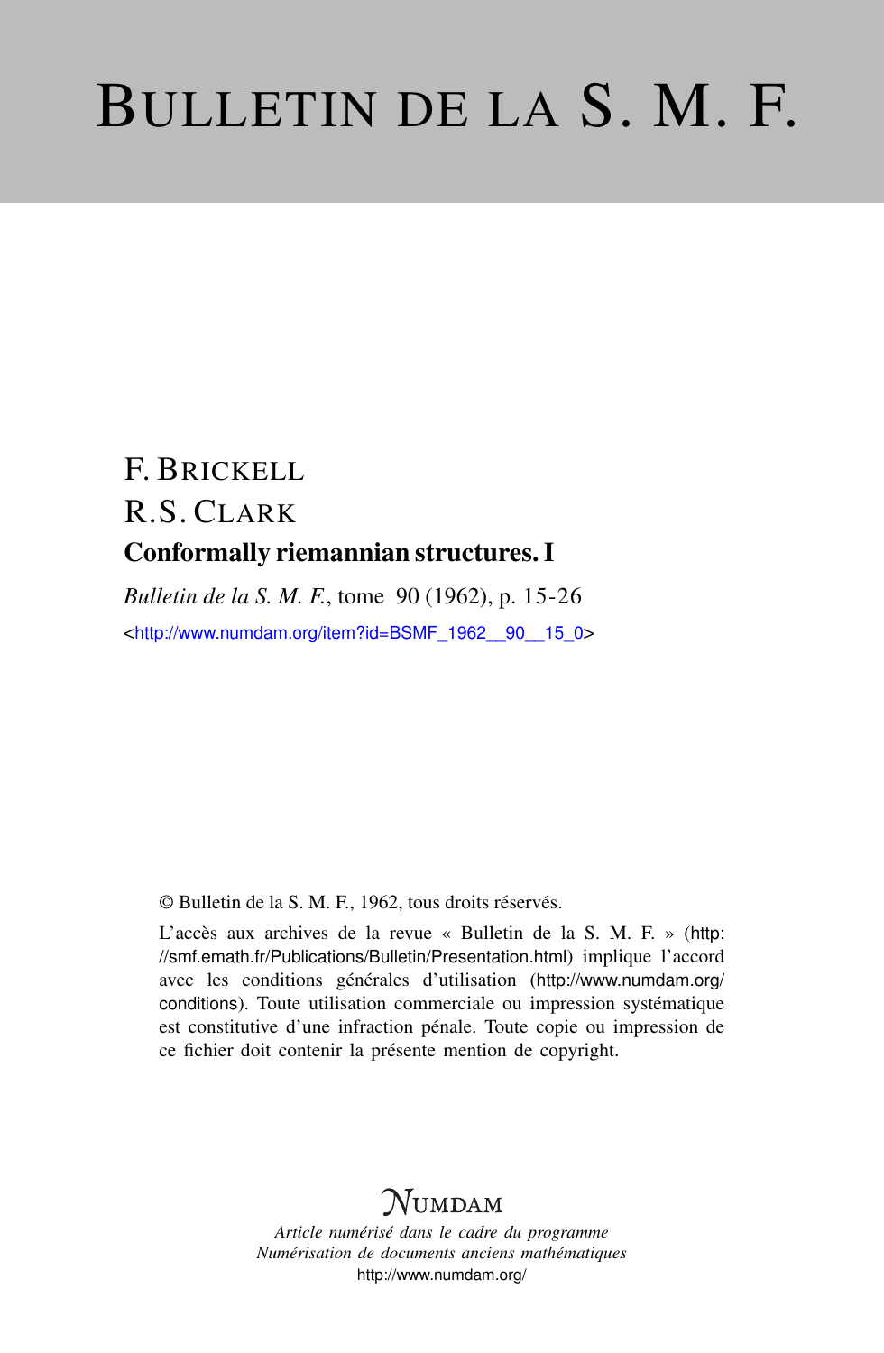# BULLETIN DE LA S. M. F.

F. BRICKELL

R.S. CLARK

**Conformally riemannian structures. I**

*Bulletin de la S. M. F.*, tome 90 (1962), p. 15-26

<http://www.numdam.org/item?id=BSMF_1962__90__15_0>

© Bulletin de la S. M. F., 1962, tous droits réservés.

L'accès aux archives de la revue « Bulletin de la S. M. F. » (http://smf.emath.fr/Publications/Bulletin/Presentation.html) implique l'accord avec les conditions générales d'utilisation (http://www.numdam.org/conditions). Toute utilisation commerciale ou impression systématique est constitutive d'une infraction pénale. Toute copie ou impression de ce fichier doit contenir la présente mention de copyright.

NUMDAM

*Article numérisé dans le cadre du programme*
*Numérisation de documents anciens mathématiques*
http://www.numdam.org/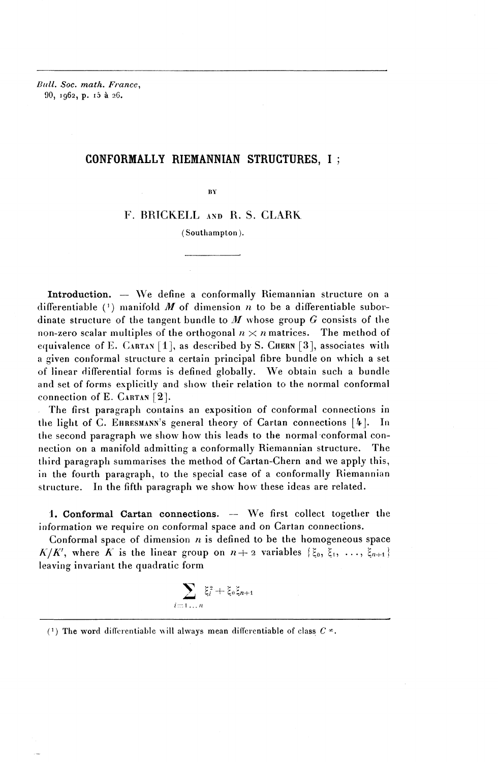# CONFORMALLY RIEMANNIAN STRUCTURES, I;

BY

F. BRICKELL AND R. S. CLARK

(Southampton).

---

**Introduction.** — We define a conformally Riemannian structure on a differentiable [1] manifold $M$ of dimension $n$ to be a differentiable subordinate structure of the tangent bundle to $M$ whose group $G$ consists of the non-zero scalar multiples of the orthogonal $n \times n$ matrices. The method of equivalence of E. CARTAN [1], as described by S. CHERN [3], associates with a given conformal structure a certain principal fibre bundle on which a set of linear differential forms is defined globally. We obtain such a bundle and set of forms explicitly and show their relation to the normal conformal connection of E. CARTAN [2].

The first paragraph contains an exposition of conformal connections in the light of C. EHRESMANN'S general theory of Cartan connections [4]. In the second paragraph we show how this leads to the normal conformal connection on a manifold admitting a conformally Riemannian structure. The third paragraph summarises the method of Cartan-Chern and we apply this, in the fourth paragraph, to the special case of a conformally Riemannian structure. In the fifth paragraph we show how these ideas are related.

**1. Conformal Cartan connections.** — We first collect together the information we require on conformal space and on Cartan connections.

Conformal space of dimension $n$ is defined to be the homogeneous space $K/K'$, where $K$ is the linear group on $n+2$ variables $\{\xi_0, \xi_1, \ldots, \xi_{n+1}\}$ leaving invariant the quadratic form

$$\sum_{i=1\ldots n} \xi_i^2 + \xi_0 \xi_{n+1}$$

---

[1] The word differentiable will always mean differentiable of class $C^\infty$.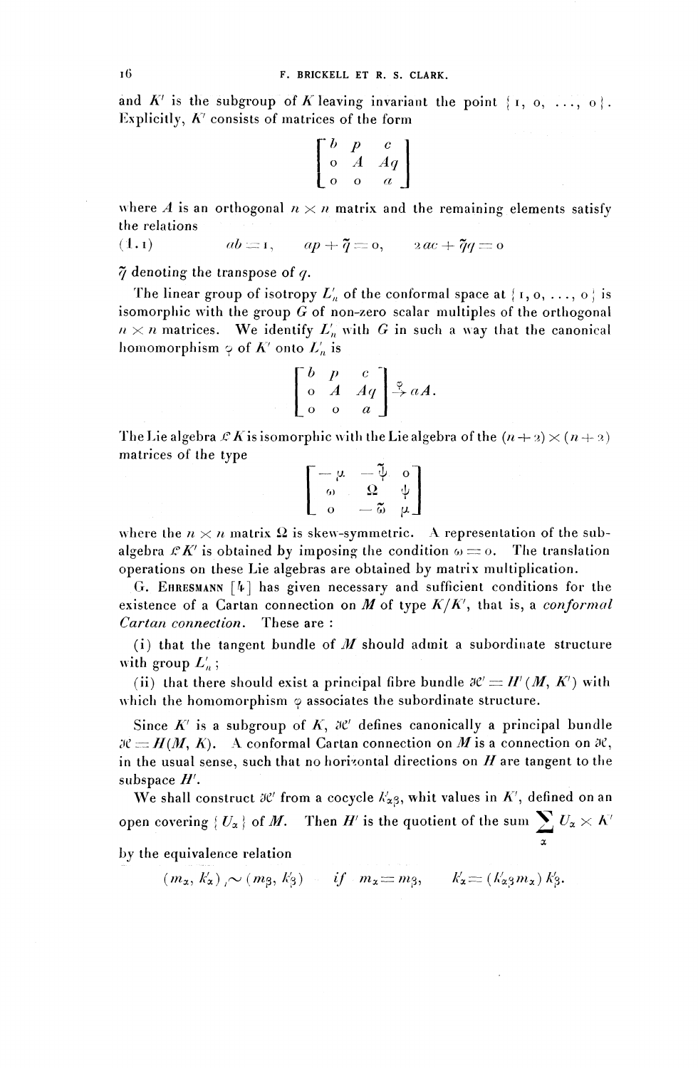and $K'$ is the subgroup of $K$ leaving invariant the point $\{1, 0, \ldots, 0\}$. Explicitly, $K'$ consists of matrices of the form

$$\begin{bmatrix} b & p & c \\ 0 & A & Aq \\ 0 & 0 & a \end{bmatrix}$$

where $A$ is an orthogonal $n \times n$ matrix and the remaining elements satisfy the relations

$$(1.1) \qquad ab = 1, \qquad ap + \tilde{q} = 0, \qquad 2ac + \tilde{q}q = 0$$

$\tilde{q}$ denoting the transpose of $q$.

The linear group of isotropy $L'_n$ of the conformal space at $\{1, 0, \ldots, 0\}$ is isomorphic with the group $G$ of non-zero scalar multiples of the orthogonal $n \times n$ matrices. We identify $L'_n$ with $G$ in such a way that the canonical homomorphism $\varphi$ of $K'$ onto $L'_n$ is

$$\begin{bmatrix} b & p & c \\ 0 & A & Aq \\ 0 & 0 & a \end{bmatrix} \xrightarrow{\varphi} aA.$$

The Lie algebra $\mathcal{L}K$ is isomorphic with the Lie algebra of the $(n+2) \times (n+2)$ matrices of the type

$$\begin{bmatrix} -\mu & -\tilde{\psi} & 0 \\ \omega & \Omega & \psi \\ 0 & -\tilde{\omega} & \mu \end{bmatrix}$$

where the $n \times n$ matrix $\Omega$ is skew-symmetric. A representation of the subalgebra $\mathcal{L}K'$ is obtained by imposing the condition $\omega = 0$. The translation operations on these Lie algebras are obtained by matrix multiplication.

G. Ehresmann [4] has given necessary and sufficient conditions for the existence of a Cartan connection on $M$ of type $K/K'$, that is, a *conformal Cartan connection*. These are :

(i) that the tangent bundle of $M$ should admit a subordinate structure with group $L'_n$ ;

(ii) that there should exist a principal fibre bundle $\mathcal{H}' = H'(M, K')$ with which the homomorphism $\varphi$ associates the subordinate structure.

Since $K'$ is a subgroup of $K$, $\mathcal{H}'$ defines canonically a principal bundle $\mathcal{H} = H(M, K)$. A conformal Cartan connection on $M$ is a connection on $\mathcal{H}$, in the usual sense, such that no horizontal directions on $H$ are tangent to the subspace $H'$.

We shall construct $\mathcal{H}'$ from a cocycle $k'_{\alpha\beta}$, whit values in $K'$, defined on an open covering $\{U_\alpha\}$ of $M$. Then $H'$ is the quotient of the sum $\sum_\alpha U_\alpha \times K'$ by the equivalence relation

$$(m_\alpha, k'_\alpha) \sim (m_\beta, k'_\beta) \quad \textit{if} \quad m_\alpha = m_\beta, \quad k'_\alpha = (k'_{\alpha\beta} m_\alpha) k'_\beta.$$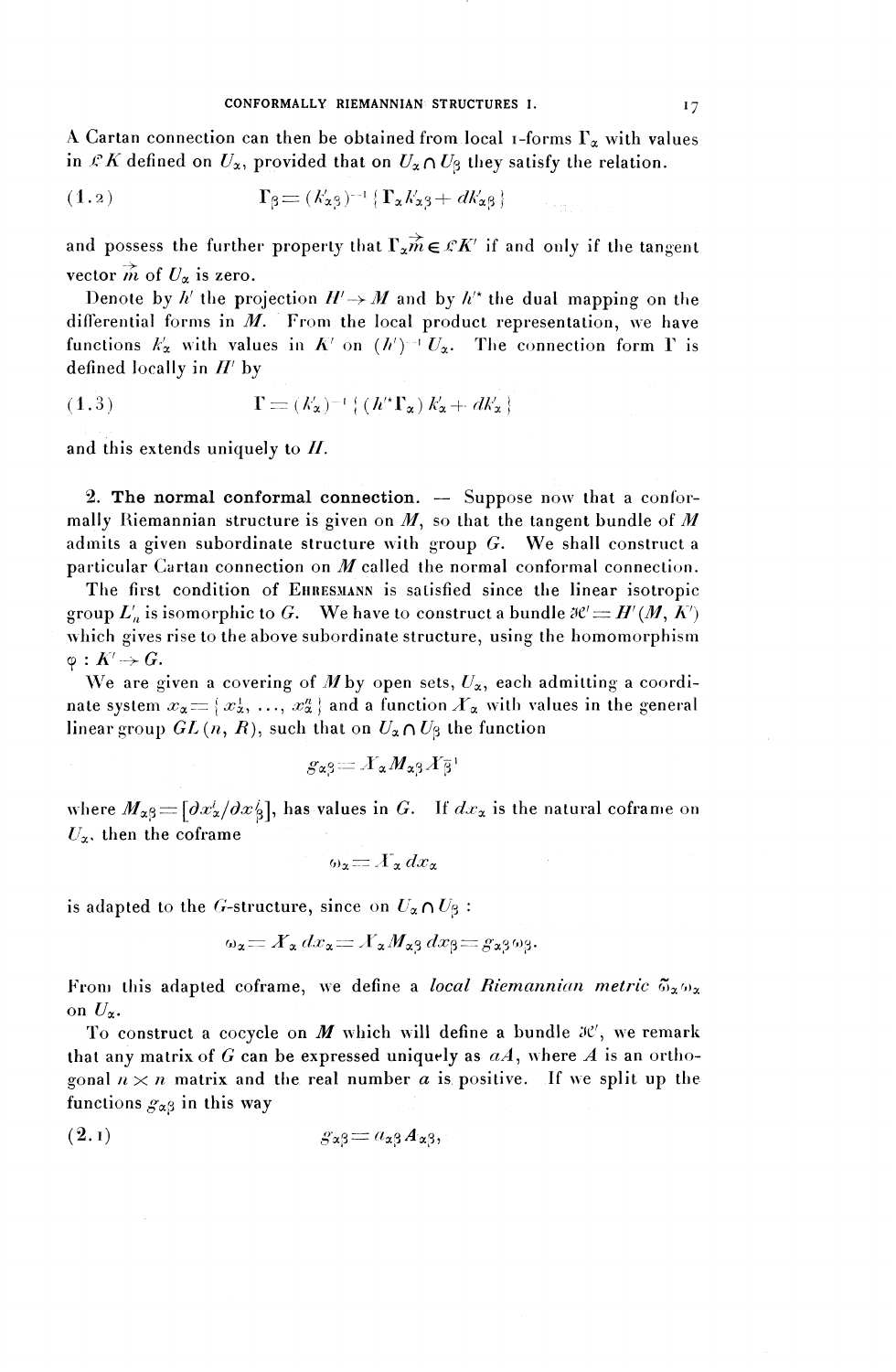A Cartan connection can then be obtained from local 1-forms $\Gamma_\alpha$ with values in $\mathcal{L}K$ defined on $U_\alpha$, provided that on $U_\alpha \cap U_\beta$ they satisfy the relation.

$$\Gamma_\beta = (k'_{\alpha\beta})^{-1} \{ \Gamma_\alpha k'_{\alpha\beta} + dk'_{\alpha\beta} \} \tag{1.2}$$

and possess the further property that $\Gamma_\alpha \vec{m} \in \mathcal{L}K'$ if and only if the tangent vector $\vec{m}$ of $U_\alpha$ is zero.

Denote by $h'$ the projection $H' \to M$ and by $h'^*$ the dual mapping on the differential forms in $M$. From the local product representation, we have functions $k'_\alpha$ with values in $K'$ on $(h')^{-1} U_\alpha$. The connection form $\Gamma$ is defined locally in $H'$ by

$$\Gamma = (k'_\alpha)^{-1} \{ (h'^* \Gamma_\alpha) k'_\alpha + dk'_\alpha \} \tag{1.3}$$

and this extends uniquely to $H$.

**2. The normal conformal connection.** — Suppose now that a conformally Riemannian structure is given on $M$, so that the tangent bundle of $M$ admits a given subordinate structure with group $G$. We shall construct a particular Cartan connection on $M$ called the normal conformal connection.

The first condition of Ehresmann is satisfied since the linear isotropic group $L'_n$ is isomorphic to $G$. We have to construct a bundle $\mathcal{H}' = H'(M, K')$ which gives rise to the above subordinate structure, using the homomorphism $\varphi : K' \to G$.

We are given a covering of $M$ by open sets, $U_\alpha$, each admitting a coordinate system $x_\alpha = \{ x^1_\alpha, \ldots, x^n_\alpha \}$ and a function $X_\alpha$ with values in the general linear group $GL(n, R)$, such that on $U_\alpha \cap U_\beta$ the function

$$g_{\alpha\beta} = X_\alpha M_{\alpha\beta} X_\beta^{-1}$$

where $M_{\alpha\beta} = [\partial x^i_\alpha / \partial x^j_\beta]$, has values in $G$. If $dx_\alpha$ is the natural coframe on $U_\alpha$, then the coframe

$$\omega_\alpha = X_\alpha \, dx_\alpha$$

is adapted to the $G$-structure, since on $U_\alpha \cap U_\beta$ :

$$\omega_\alpha = X_\alpha \, dx_\alpha = X_\alpha M_{\alpha\beta} \, dx_\beta = g_{\alpha\beta} \omega_\beta.$$

From this adapted coframe, we define a *local Riemannian metric* $\tilde{\omega}_\alpha \omega_\alpha$ on $U_\alpha$.

To construct a cocycle on $M$ which will define a bundle $\mathcal{H}'$, we remark that any matrix of $G$ can be expressed uniquely as $aA$, where $A$ is an orthogonal $n \times n$ matrix and the real number $a$ is positive. If we split up the functions $g_{\alpha\beta}$ in this way

$$g_{\alpha\beta} = a_{\alpha\beta} A_{\alpha\beta}, \tag{2.1}$$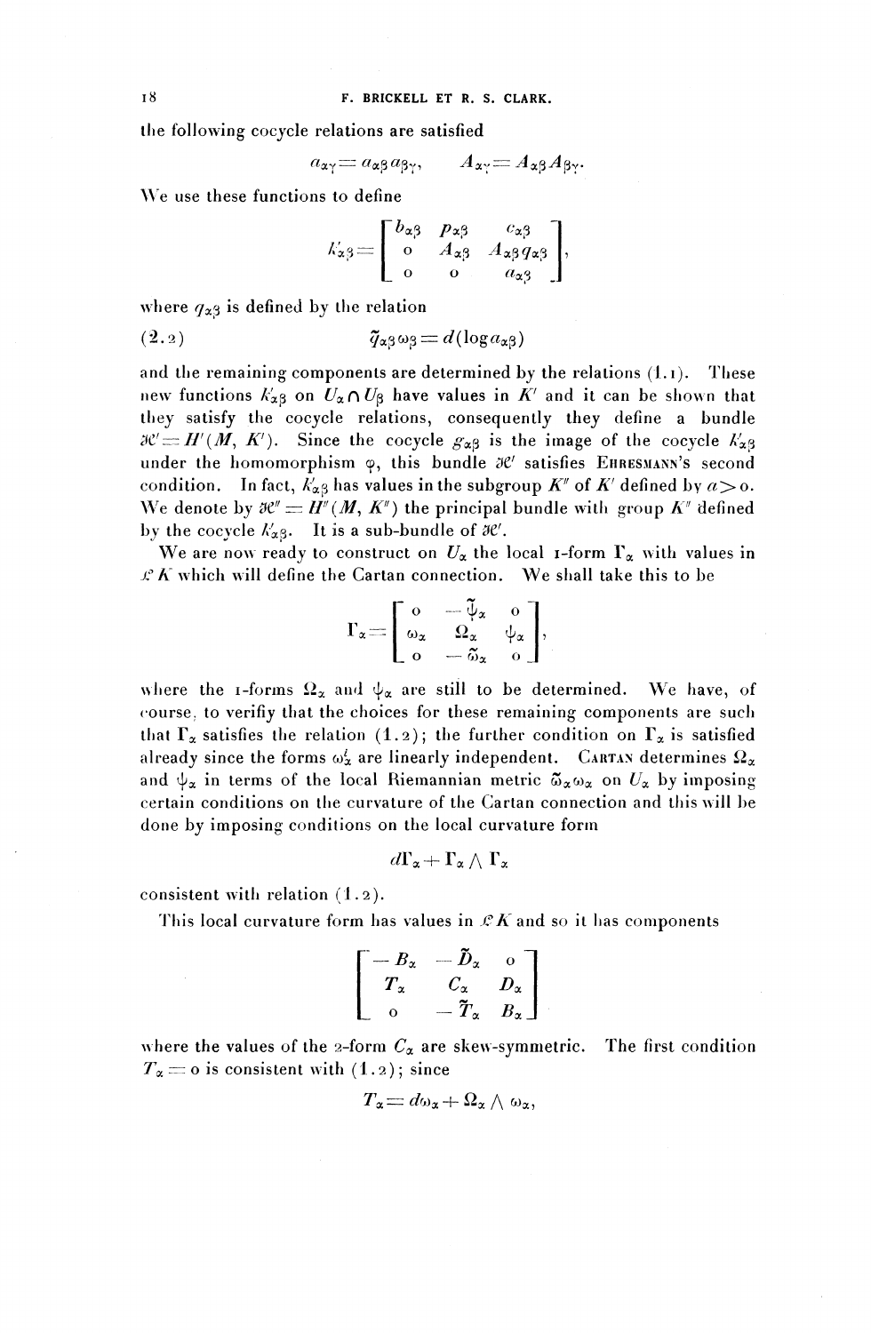the following cocycle relations are satisfied

$$a_{\alpha\gamma} = a_{\alpha\beta} a_{\beta\gamma}, \qquad A_{\alpha\gamma} = A_{\alpha\beta} A_{\beta\gamma}.$$

We use these functions to define

$$k'_{\alpha\beta} = \begin{bmatrix} b_{\alpha\beta} & p_{\alpha\beta} & c_{\alpha\beta} \\ 0 & A_{\alpha\beta} & A_{\alpha\beta} q_{\alpha\beta} \\ 0 & 0 & a_{\alpha\beta} \end{bmatrix},$$

where $q_{\alpha\beta}$ is defined by the relation

$$(2.2) \qquad \tilde{q}_{\alpha\beta}\, \omega_\beta = d(\log a_{\alpha\beta})$$

and the remaining components are determined by the relations (1.1). These new functions $k'_{\alpha\beta}$ on $U_\alpha \cap U_\beta$ have values in $K'$ and it can be shown that they satisfy the cocycle relations, consequently they define a bundle $\mathcal{H}' = H'(M, K')$. Since the cocycle $g_{\alpha\beta}$ is the image of the cocycle $k'_{\alpha\beta}$ under the homomorphism $\varphi$, this bundle $\mathcal{H}'$ satisfies EHRESMANN's second condition. In fact, $k'_{\alpha\beta}$ has values in the subgroup $K''$ of $K'$ defined by $a > 0$. We denote by $\mathcal{H}'' = H''(M, K'')$ the principal bundle with group $K''$ defined by the cocycle $k'_{\alpha\beta}$. It is a sub-bundle of $\mathcal{H}'$.

We are now ready to construct on $U_\alpha$ the local 1-form $\Gamma_\alpha$ with values in $\mathcal{L}K$ which will define the Cartan connection. We shall take this to be

$$\Gamma_\alpha = \begin{bmatrix} 0 & -\tilde{\psi}_\alpha & 0 \\ \omega_\alpha & \Omega_\alpha & \psi_\alpha \\ 0 & -\tilde{\omega}_\alpha & 0 \end{bmatrix},$$

where the 1-forms $\Omega_\alpha$ and $\psi_\alpha$ are still to be determined. We have, of course, to verifiy that the choices for these remaining components are such that $\Gamma_\alpha$ satisfies the relation (1.2); the further condition on $\Gamma_\alpha$ is satisfied already since the forms $\omega^i_\alpha$ are linearly independent. CARTAN determines $\Omega_\alpha$ and $\psi_\alpha$ in terms of the local Riemannian metric $\tilde{\omega}_\alpha \omega_\alpha$ on $U_\alpha$ by imposing certain conditions on the curvature of the Cartan connection and this will be done by imposing conditions on the local curvature form

$$d\Gamma_\alpha + \Gamma_\alpha \wedge \Gamma_\alpha$$

consistent with relation (1.2).

This local curvature form has values in $\mathcal{L}K$ and so it has components

$$\begin{bmatrix} -B_\alpha & -\tilde{D}_\alpha & 0 \\ T_\alpha & C_\alpha & D_\alpha \\ 0 & -\tilde{T}_\alpha & B_\alpha \end{bmatrix}$$

where the values of the 2-form $C_\alpha$ are skew-symmetric. The first condition $T_\alpha = 0$ is consistent with (1.2); since

$$T_\alpha = d\omega_\alpha + \Omega_\alpha \wedge \omega_\alpha,$$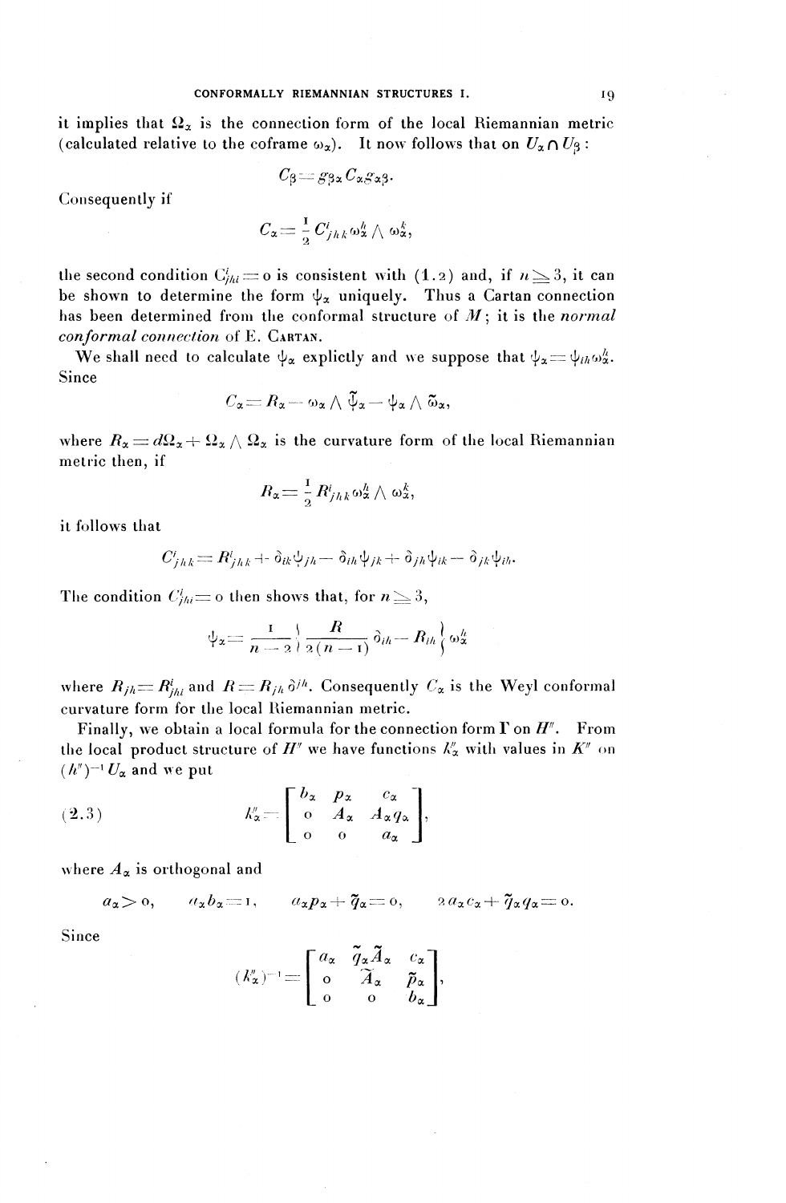it implies that $\Omega_\alpha$ is the connection form of the local Riemannian metric (calculated relative to the coframe $\omega_\alpha$). It now follows that on $U_\alpha \cap U_\beta$:

$$C_\beta = g_{\beta\alpha} C_\alpha g_{\alpha\beta}.$$

Consequently if

$$C_\alpha = \frac{1}{2} C^i_{jhk} \omega^h_\alpha \wedge \omega^k_\alpha,$$

the second condition $C^i_{jhi} = 0$ is consistent with (1.2) and, if $n \geq 3$, it can be shown to determine the form $\psi_\alpha$ uniquely. Thus a Cartan connection has been determined from the conformal structure of $M$; it is the *normal conformal connection* of E. Cartan.

We shall need to calculate $\psi_\alpha$ explictly and we suppose that $\psi_\alpha = \psi_{ih}\omega^h_\alpha$. Since

$$C_\alpha = R_\alpha - \omega_\alpha \wedge \tilde{\psi}_\alpha - \psi_\alpha \wedge \tilde{\omega}_\alpha,$$

where $R_\alpha = d\Omega_\alpha + \Omega_\alpha \wedge \Omega_\alpha$ is the curvature form of the local Riemannian metric then, if

$$R_\alpha = \frac{1}{2} R^i_{jhk} \omega^h_\alpha \wedge \omega^k_\alpha,$$

it follows that

$$C^i_{jhk} = R^i_{jhk} + \delta_{ik}\psi_{jh} - \delta_{ih}\psi_{jk} + \delta_{jh}\psi_{ik} - \delta_{jk}\psi_{ih}.$$

The condition $C^i_{jhi} = 0$ then shows that, for $n \geq 3$,

$$\psi_\alpha = \frac{1}{n-2} \left\{ \frac{R}{2(n-1)} \delta_{ih} - R_{ih} \right\} \omega^h_\alpha$$

where $R_{jh} = R^i_{jhi}$ and $R = R_{jh}\delta^{jh}$. Consequently $C_\alpha$ is the Weyl conformal curvature form for the local Riemannian metric.

Finally, we obtain a local formula for the connection form $\Gamma$ on $H''$. From the local product structure of $H''$ we have functions $k''_\alpha$ with values in $K''$ on $(h'')^{-1} U_\alpha$ and we put

$$k''_\alpha = \begin{bmatrix} b_\alpha & p_\alpha & c_\alpha \\ 0 & A_\alpha & A_\alpha q_\alpha \\ 0 & 0 & a_\alpha \end{bmatrix}, \tag{2.3}$$

where $A_\alpha$ is orthogonal and

$$a_\alpha > 0, \qquad a_\alpha b_\alpha = 1, \qquad a_\alpha p_\alpha + \tilde{q}_\alpha = 0, \qquad 2 a_\alpha c_\alpha + \tilde{q}_\alpha q_\alpha = 0.$$

Since

$$(k''_\alpha)^{-1} = \begin{bmatrix} a_\alpha & \tilde{q}_\alpha \tilde{A}_\alpha & c_\alpha \\ 0 & \tilde{A}_\alpha & \tilde{p}_\alpha \\ 0 & 0 & b_\alpha \end{bmatrix},$$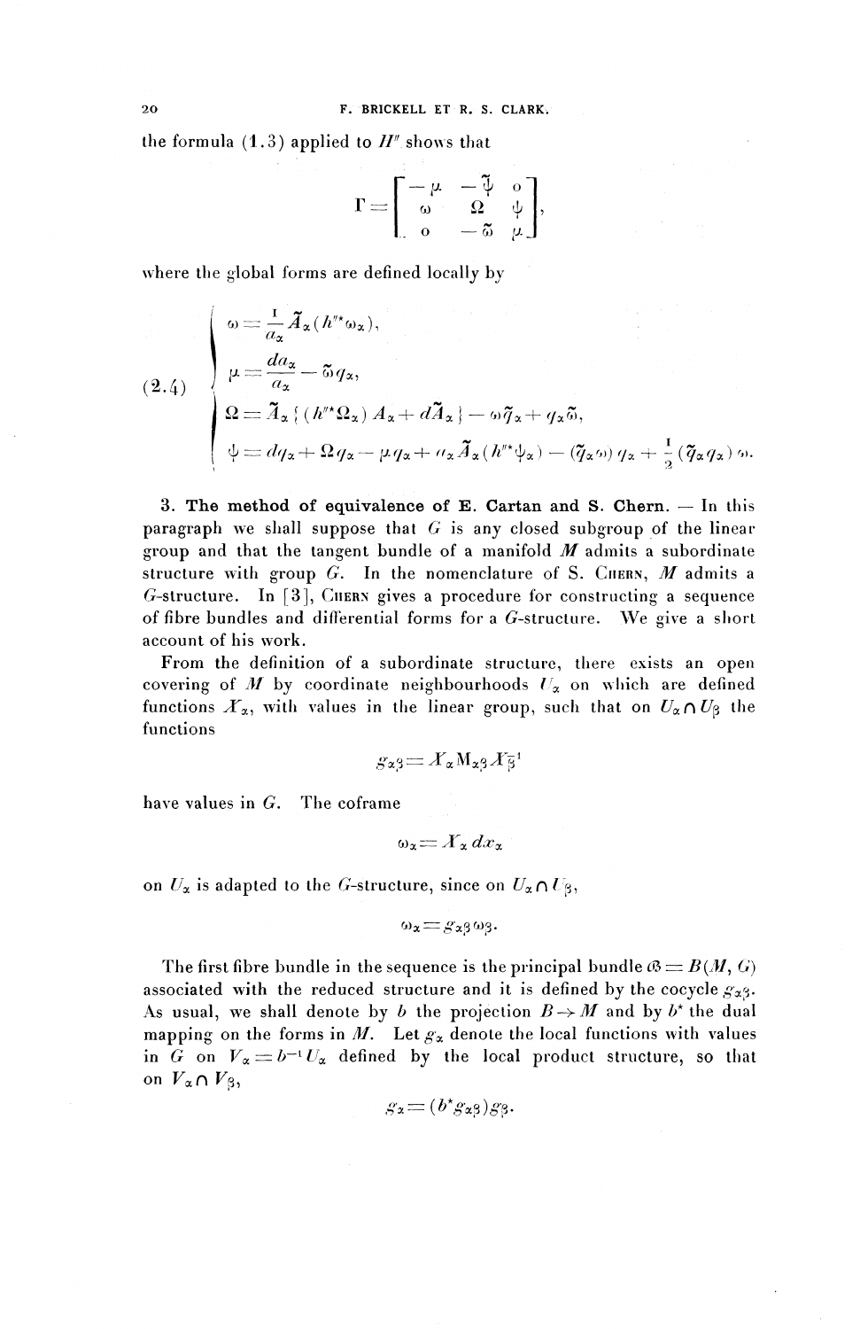the formula (1.3) applied to $H''$ shows that

$$\Gamma = \begin{bmatrix} -\mu & -\tilde{\psi} & 0 \\ \omega & \Omega & \psi \\ 0 & -\tilde{\omega} & \mu \end{bmatrix},$$

where the global forms are defined locally by

$$(2.4) \quad \begin{cases} \omega = \dfrac{1}{a_\alpha} \tilde{A}_\alpha (h''^* \omega_\alpha), \\ \mu = \dfrac{da_\alpha}{a_\alpha} - \tilde{\omega} q_\alpha, \\ \Omega = \tilde{A}_\alpha \{ (h''^* \Omega_\alpha) A_\alpha + d\tilde{A}_\alpha \} - \omega \tilde{q}_\alpha + q_\alpha \tilde{\omega}, \\ \psi = dq_\alpha + \Omega q_\alpha - \mu q_\alpha + a_\alpha \tilde{A}_\alpha (h''^* \psi_\alpha) - (\tilde{q}_\alpha \omega) q_\alpha + \dfrac{1}{2} (\tilde{q}_\alpha q_\alpha) \omega. \end{cases}$$

**3. The method of equivalence of E. Cartan and S. Chern.** — In this paragraph we shall suppose that $G$ is any closed subgroup of the linear group and that the tangent bundle of a manifold $M$ admits a subordinate structure with group $G$. In the nomenclature of S. CHERN, $M$ admits a $G$-structure. In [3], CHERN gives a procedure for constructing a sequence of fibre bundles and differential forms for a $G$-structure. We give a short account of his work.

From the definition of a subordinate structure, there exists an open covering of $M$ by coordinate neighbourhoods $U_\alpha$ on which are defined functions $X_\alpha$, with values in the linear group, such that on $U_\alpha \cap U_\beta$ the functions

$$g_{\alpha\beta} = X_\alpha M_{\alpha\beta} X_\beta^{-1}$$

have values in $G$. The coframe

$$\omega_\alpha = X_\alpha \, dx_\alpha$$

on $U_\alpha$ is adapted to the $G$-structure, since on $U_\alpha \cap U_\beta$,

$$\omega_\alpha = g_{\alpha\beta} \omega_\beta.$$

The first fibre bundle in the sequence is the principal bundle $\mathcal{B} = B(M, G)$ associated with the reduced structure and it is defined by the cocycle $g_{\alpha\beta}$. As usual, we shall denote by $b$ the projection $B \to M$ and by $b^*$ the dual mapping on the forms in $M$. Let $g_\alpha$ denote the local functions with values in $G$ on $V_\alpha = b^{-1} U_\alpha$ defined by the local product structure, so that on $V_\alpha \cap V_\beta$,

$$g_\alpha = (b^* g_{\alpha\beta}) g_\beta.$$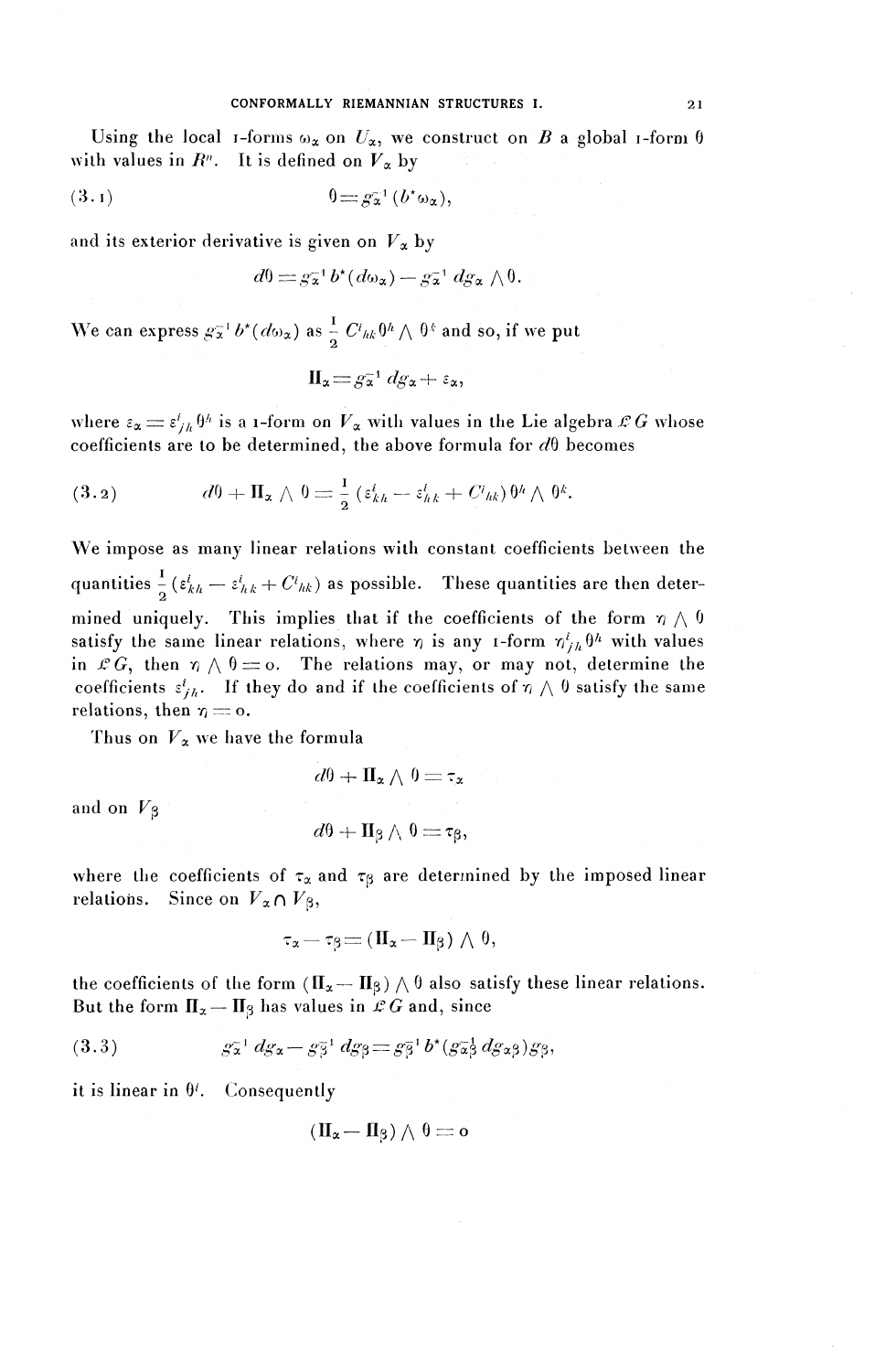Using the local 1-forms $\omega_\alpha$ on $U_\alpha$, we construct on $B$ a global 1-form $\theta$ with values in $R^n$. It is defined on $V_\alpha$ by

$$(3.1) \qquad \theta = g_\alpha^{-1}(b^*\omega_\alpha),$$

and its exterior derivative is given on $V_\alpha$ by

$$d\theta = g_\alpha^{-1} b^*(d\omega_\alpha) - g_\alpha^{-1} dg_\alpha \wedge \theta.$$

We can express $g_\alpha^{-1} b^*(d\omega_\alpha)$ as $\frac{1}{2} C^i_{hk}\theta^h \wedge \theta^k$ and so, if we put

$$\Pi_\alpha = g_\alpha^{-1} dg_\alpha + \varepsilon_\alpha,$$

where $\varepsilon_\alpha = \varepsilon^i_{jh}\theta^h$ is a 1-form on $V_\alpha$ with values in the Lie algebra $\mathcal{L}G$ whose coefficients are to be determined, the above formula for $d\theta$ becomes

$$(3.2) \qquad d\theta + \Pi_\alpha \wedge \theta = \frac{1}{2}(\varepsilon^i_{kh} - \varepsilon^i_{hk} + C^i_{hk})\theta^h \wedge \theta^k.$$

We impose as many linear relations with constant coefficients between the quantities $\frac{1}{2}(\varepsilon^i_{kh} - \varepsilon^i_{hk} + C^i_{hk})$ as possible. These quantities are then determined uniquely. This implies that if the coefficients of the form $\eta \wedge \theta$ satisfy the same linear relations, where $\eta$ is any 1-form $\eta^i_{jh}\theta^h$ with values in $\mathcal{L}G$, then $\eta \wedge \theta = 0$. The relations may, or may not, determine the coefficients $\varepsilon^i_{jh}$. If they do and if the coefficients of $\eta \wedge \theta$ satisfy the same relations, then $\eta = 0$.

Thus on $V_\alpha$ we have the formula

$$d\theta + \Pi_\alpha \wedge \theta = \tau_\alpha$$

and on $V_\beta$

$$d\theta + \Pi_\beta \wedge \theta = \tau_\beta,$$

where the coefficients of $\tau_\alpha$ and $\tau_\beta$ are determined by the imposed linear relations. Since on $V_\alpha \cap V_\beta$,

$$\tau_\alpha - \tau_\beta = (\Pi_\alpha - \Pi_\beta) \wedge \theta,$$

the coefficients of the form $(\Pi_\alpha - \Pi_\beta) \wedge \theta$ also satisfy these linear relations. But the form $\Pi_\alpha - \Pi_\beta$ has values in $\mathcal{L}G$ and, since

$$(3.3) \qquad g_\alpha^{-1} dg_\alpha - g_\beta^{-1} dg_\beta = g_\beta^{-1} b^*(g_{\alpha\beta}^{-1} dg_{\alpha\beta}) g_\beta,$$

it is linear in $\theta^i$. Consequently

$$(\Pi_\alpha - \Pi_\beta) \wedge \theta = 0$$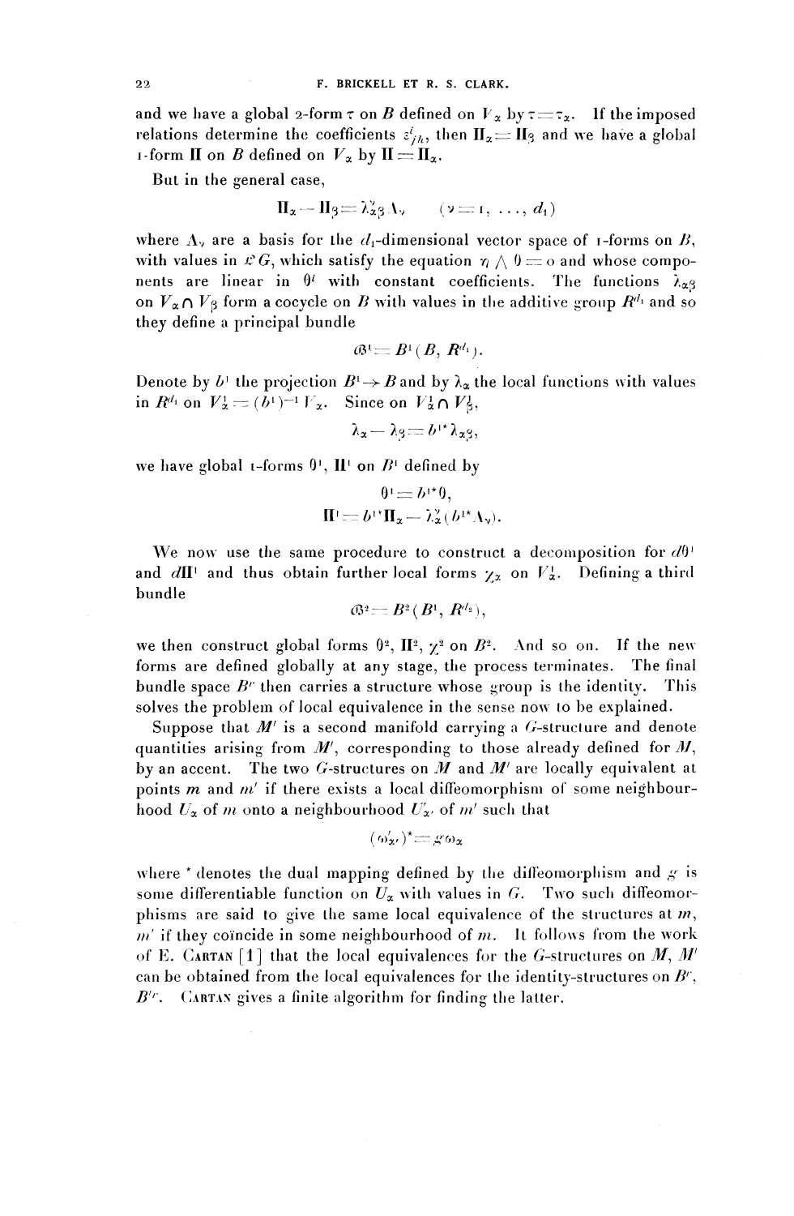and we have a global 2-form $\tau$ on $B$ defined on $V_\alpha$ by $\tau = \tau_\alpha$. If the imposed relations determine the coefficients $\varepsilon^i_{jh}$, then $\mathbf{II}_\alpha = \mathbf{II}_\beta$ and we have a global 1-form $\mathbf{II}$ on $B$ defined on $V_\alpha$ by $\mathbf{II} = \mathbf{II}_\alpha$.

But in the general case,

$$\mathbf{II}_\alpha - \mathbf{II}_\beta = \lambda^\nu_{\alpha\beta} \Lambda_\nu \qquad (\nu = 1, \ldots, d_1)$$

where $\Lambda_\nu$ are a basis for the $d_1$-dimensional vector space of 1-forms on $B$, with values in $\mathcal{L}G$, which satisfy the equation $\eta \wedge \theta = 0$ and whose components are linear in $\theta^i$ with constant coefficients. The functions $\lambda_{\alpha\beta}$ on $V_\alpha \cap V_\beta$ form a cocycle on $B$ with values in the additive group $R^{d_1}$ and so they define a principal bundle

$$\mathcal{B}^1 = B^1(B, R^{d_1}).$$

Denote by $b^1$ the projection $B^1 \to B$ and by $\lambda_\alpha$ the local functions with values in $R^{d_1}$ on $V^1_\alpha = (b^1)^{-1} V_\alpha$. Since on $V^1_\alpha \cap V^1_\beta$,

$$\lambda_\alpha - \lambda_\beta = b^{1\star} \lambda_{\alpha\beta},$$

we have global 1-forms $\theta^1$, $\mathbf{II}^1$ on $B^1$ defined by

$$\theta^1 = b^{1\star} \theta,$$
$$\mathbf{II}^1 = b^{1\star} \mathbf{II}_\alpha - \lambda^\nu_\alpha (b^{1\star} \Lambda_\nu).$$

We now use the same procedure to construct a decomposition for $d\theta^1$ and $d\mathbf{II}^1$ and thus obtain further local forms $\chi_\alpha$ on $V^1_\alpha$. Defining a third bundle

$$\mathcal{B}^2 = B^2(B^1, R^{d_2}),$$

we then construct global forms $\theta^2$, $\mathbf{II}^2$, $\chi^2$ on $B^2$. And so on. If the new forms are defined globally at any stage, the process terminates. The final bundle space $B^r$ then carries a structure whose structure group is the identity. This solves the problem of local equivalence in the sense now to be explained.

Suppose that $M'$ is a second manifold carrying a $G$-structure and denote quantities arising from $M'$, corresponding to those already defined for $M$, by an accent. The two $G$-structures on $M$ and $M'$ are locally equivalent at points $m$ and $m'$ if there exists a local diffeomorphism of some neighbourhood $U_\alpha$ of $m$ onto a neighbourhood $U_{\alpha'}$ of $m'$ such that

$$(\omega'_{\alpha'})^\star = g \omega_\alpha$$

where $^\star$ denotes the dual mapping defined by the diffeomorphism and $g$ is some differentiable function on $U_\alpha$ with values in $G$. Two such diffeomorphisms are said to give the same local equivalence of the structures at $m$, $m'$ if they coïncide in some neighbourhood of $m$. It follows from the work of E. Cartan [1] that the local equivalences for the $G$-structures on $M$, $M'$ can be obtained from the local equivalences for the identity-structures on $B^r$, $B'^r$. Cartan gives a finite algorithm for finding the latter.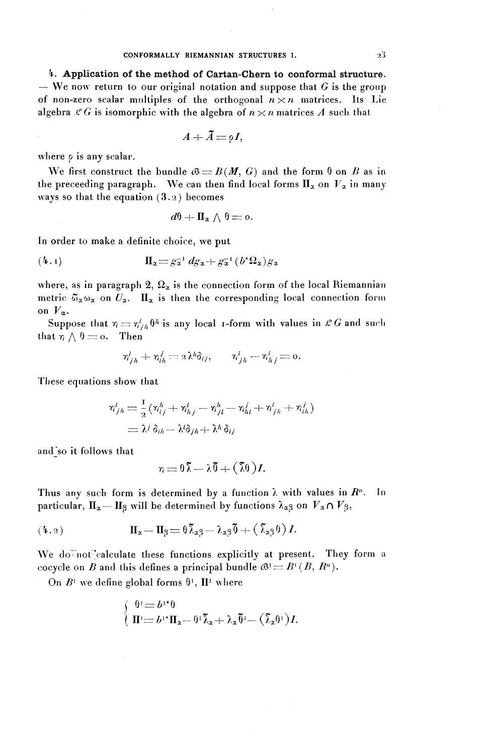**4. Application of the method of Cartan-Chern to conformal structure.** — We now return to our original notation and suppose that $G$ is the group of non-zero scalar multiples of the orthogonal $n \times n$ matrices. Its Lie algebra $\mathcal{L}G$ is isomorphic with the algebra of $n \times n$ matrices $A$ such that

$$A + \tilde{A} = \rho I,$$

where $\rho$ is any scalar.

We first construct the bundle $\mathcal{B} = B(M, G)$ and the form $\theta$ on $B$ as in the preceeding paragraph. We can then find local forms $\Pi_\alpha$ on $V_\alpha$ in many ways so that the equation (3.2) becomes

$$d\theta + \Pi_\alpha \wedge \theta = 0.$$

In order to make a definite choice, we put

$$(4.1) \qquad \Pi_\alpha = g_\alpha^{-1} \, dg_\alpha + g_\alpha^{-1} (b^\star \Omega_\alpha) g_\alpha$$

where, as in paragraph 2, $\Omega_\alpha$ is the connection form of the local Riemannian metric $\tilde{\omega}_\alpha \omega_\alpha$ on $U_\alpha$. $\Pi_\alpha$ is then the corresponding local connection form on $V_\alpha$.

Suppose that $\eta = \eta^i_{jh} \theta^h$ is any local 1-form with values in $\mathcal{L}G$ and such that $\eta \wedge \theta = 0$. Then

$$\eta^i_{jh} + \eta^j_{ih} = 2\lambda^h \delta_{ij}, \qquad \eta^i_{jh} - \eta^i_{hj} = 0.$$

These equations show that

$$\begin{aligned} \eta^i_{jh} &= \frac{1}{2}(\eta^h_{ij} + \eta^i_{hj} - \eta^h_{ji} - \eta^j_{hi} + \eta^i_{jh} + \eta^j_{ih}) \\ &= \lambda^j \delta_{ih} - \lambda^i \delta_{jh} + \lambda^h \delta_{ij} \end{aligned}$$

and so it follows that

$$\eta = \theta \tilde{\lambda} - \lambda \tilde{\theta} + (\tilde{\lambda} \theta) I.$$

Thus any such form is determined by a function $\lambda$ with values in $R^n$. In particular, $\Pi_\alpha - \Pi_\beta$ will be determined by functions $\lambda_{\alpha\beta}$ on $V_\alpha \cap V_\beta$,

$$(4.2) \qquad \Pi_\alpha - \Pi_\beta = \theta \tilde{\lambda}_{\alpha\beta} - \lambda_{\alpha\beta} \tilde{\theta} + (\tilde{\lambda}_{\alpha\beta} \theta) I.$$

We do not calculate these functions explicitly at present. They form a cocycle on $B$ and this defines a principal bundle $\mathcal{B}^1 = B^1(B, R^n)$.

On $B^1$ we define global forms $\theta^1$, $\Pi^1$ where

$$\begin{cases} \theta^1 = b^{1\star} \theta \\ \Pi^1 = b^{1\star} \Pi_\alpha - \theta^1 \tilde{\lambda}_\alpha + \lambda_\alpha \tilde{\theta}^1 - (\tilde{\lambda}_\alpha \theta^1) I. \end{cases}$$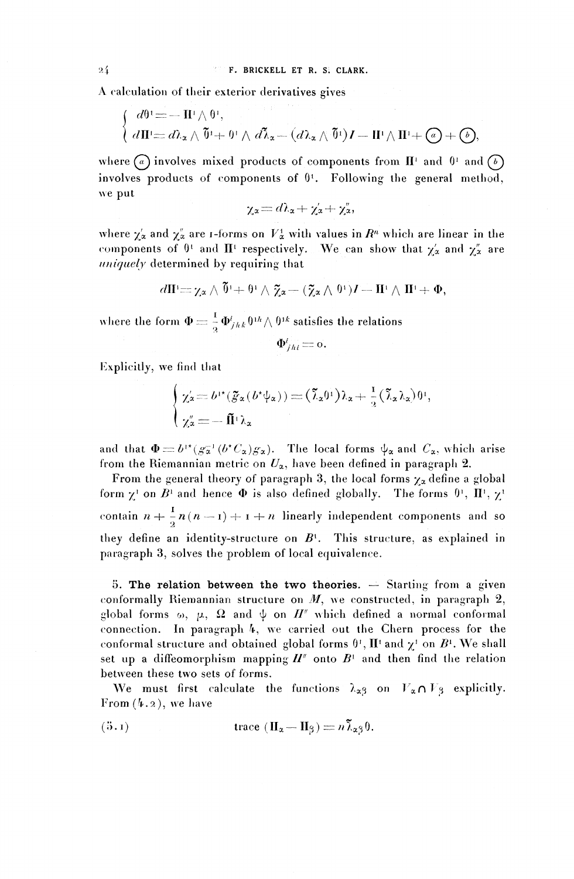A calculation of their exterior derivatives gives

$$\begin{cases} d\theta^1 = -\Pi^1 \wedge \theta^1, \\ d\Pi^1 = d\lambda_\alpha \wedge \tilde{\theta}^1 + \theta^1 \wedge d\tilde{\lambda}_\alpha - (d\lambda_\alpha \wedge \tilde{\theta}^1) I - \Pi^1 \wedge \Pi^1 + ⓐ + ⓑ, \end{cases}$$

where ⓐ involves mixed products of components from $\Pi^1$ and $\theta^1$ and ⓑ involves products of components of $\theta^1$. Following the general method, we put

$$\chi_\alpha = d\lambda_\alpha + \chi'_\alpha + \chi''_\alpha,$$

where $\chi'_\alpha$ and $\chi''_\alpha$ are 1-forms on $V^1_\alpha$ with values in $R^n$ which are linear in the components of $\theta^1$ and $\Pi^1$ respectively. We can show that $\chi'_\alpha$ and $\chi''_\alpha$ are *uniquely* determined by requiring that

$$d\Pi^1 = \chi_\alpha \wedge \tilde{\theta}^1 + \theta^1 \wedge \tilde{\chi}_\alpha - (\tilde{\chi}_\alpha \wedge \theta^1) I - \Pi^1 \wedge \Pi^1 + \Phi,$$

where the form $\Phi = \frac{1}{2} \Phi^i_{jhk} \theta^{1h} \wedge \theta^{1k}$ satisfies the relations

$$\Phi^i_{jhi} = 0.$$

Explicitly, we find that

$$\begin{cases} \chi'_\alpha = b^{1*}(\tilde{g}_\alpha(b^*\psi_\alpha)) = (\tilde{\lambda}_\alpha \theta^1)\lambda_\alpha + \frac{1}{2}(\tilde{\lambda}_\alpha \lambda_\alpha)\theta^1, \\ \chi''_\alpha = -\tilde{\Pi}^1 \lambda_\alpha \end{cases}$$

and that $\Phi = b^{1*}(g_\alpha^{-1}(b^* C_\alpha) g_\alpha)$. The local forms $\psi_\alpha$ and $C_\alpha$, which arise from the Riemannian metric on $U_\alpha$, have been defined in paragraph 2.

From the general theory of paragraph 3, the local forms $\chi_\alpha$ define a global form $\chi^1$ on $B^1$ and hence $\Phi$ is also defined globally. The forms $\theta^1$, $\Pi^1$, $\chi^1$ contain $n + \frac{1}{2} n(n-1) + 1 + n$ linearly independent components and so they define an identity-structure on $B^1$. This structure, as explained in paragraph 3, solves the problem of local equivalence.

**5. The relation between the two theories.** — Starting from a given conformally Riemannian structure on $M$, we constructed, in paragraph 2, global forms $\omega$, $\mu$, $\Omega$ and $\psi$ on $H''$ which defined a normal conformal connection. In paragraph 4, we carried out the Chern process for the conformal structure and obtained global forms $\theta^1$, $\Pi^1$ and $\chi^1$ on $B^1$. We shall set up a diffeomorphism mapping $H''$ onto $B^1$ and then find the relation between these two sets of forms.

We must first calculate the functions $\lambda_{\alpha\beta}$ on $V_\alpha \cap V_\beta$ explicitly. From (4.2), we have

$$\text{trace}\,(\Pi_\alpha - \Pi_\beta) = n\tilde{\lambda}_{\alpha\beta}\theta. \tag{5.1}$$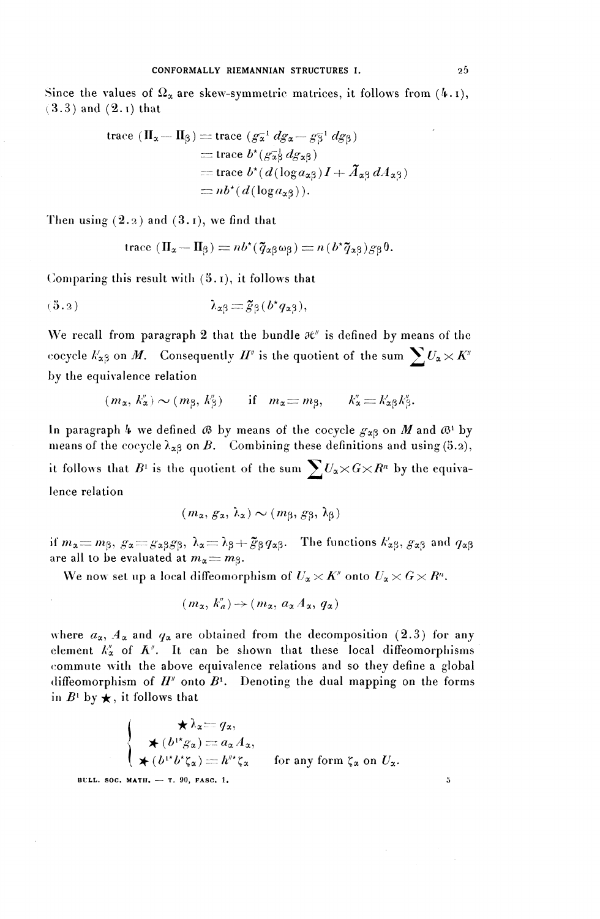Since the values of $\Omega_\alpha$ are skew-symmetric matrices, it follows from (4.1), (3.3) and (2.1) that

$$
\begin{aligned}
\operatorname{trace}(\Pi_\alpha - \Pi_\beta) &= \operatorname{trace}(g_\alpha^{-1}\, dg_\alpha - g_\beta^{-1}\, dg_\beta)\\
&= \operatorname{trace} b^\star(g_{\alpha\beta}^{-1}\, dg_{\alpha\beta})\\
&= \operatorname{trace} b^\star(d(\log a_{\alpha\beta})I + \tilde{A}_{\alpha\beta}\, dA_{\alpha\beta})\\
&= nb^\star(d(\log a_{\alpha\beta})).
\end{aligned}
$$

Then using (2.2) and (3.1), we find that

$$
\operatorname{trace}(\Pi_\alpha - \Pi_\beta) = nb^\star(\tilde{q}_{\alpha\beta}\omega_\beta) = n(b^\star\tilde{q}_{\alpha\beta})g_\beta\theta.
$$

Comparing this result with (5.1), it follows that

$$
\lambda_{\alpha\beta} = \tilde{g}_\beta(b^\star q_{\alpha\beta}), \tag{5.2}
$$

We recall from paragraph 2 that the bundle $\mathcal{H}''$ is defined by means of the cocycle $k''_{\alpha\beta}$ on $M$. Consequently $H''$ is the quotient of the sum $\sum U_\alpha \times K''$ by the equivalence relation

$$
(m_\alpha, k''_\alpha) \sim (m_\beta, k''_\beta) \qquad \text{if} \quad m_\alpha = m_\beta, \qquad k''_\alpha = k''_{\alpha\beta}k''_\beta.
$$

In paragraph 4 we defined $\mathcal{B}$ by means of the cocycle $g_{\alpha\beta}$ on $M$ and $\mathcal{B}^1$ by means of the cocycle $\lambda_{\alpha\beta}$ on $B$. Combining these definitions and using (5.2), it follows that $B^1$ is the quotient of the sum $\sum U_\alpha \times G \times R^n$ by the equivalence relation

$$
(m_\alpha, g_\alpha, \lambda_\alpha) \sim (m_\beta, g_\beta, \lambda_\beta)
$$

if $m_\alpha = m_\beta$, $g_\alpha = g_{\alpha\beta}g_\beta$, $\lambda_\alpha = \lambda_\beta + \tilde{g}_\beta q_{\alpha\beta}$. The functions $k''_{\alpha\beta}$, $g_{\alpha\beta}$ and $q_{\alpha\beta}$ are all to be evaluated at $m_\alpha = m_\beta$.

We now set up a local diffeomorphism of $U_\alpha \times K''$ onto $U_\alpha \times G \times R^n$,

$$
(m_\alpha, k''_\alpha) \to (m_\alpha, a_\alpha A_\alpha, q_\alpha)
$$

where $a_\alpha$, $A_\alpha$ and $q_\alpha$ are obtained from the decomposition (2.3) for any element $k''_\alpha$ of $K''$. It can be shown that these local diffeomorphisms commute with the above equivalence relations and so they define a global diffeomorphism of $H''$ onto $B^1$. Denoting the dual mapping on the forms in $B^1$ by $\bigstar$, it follows that

$$
\left\{
\begin{aligned}
&\bigstar \lambda_\alpha = q_\alpha,\\
&\bigstar (b^{1\star} g_\alpha) = a_\alpha A_\alpha,\\
&\bigstar (b^{1\star} b^\star \zeta_\alpha) = h''^\star \zeta_\alpha \qquad \text{for any form } \zeta_\alpha \text{ on } U_\alpha.
\end{aligned}
\right.
$$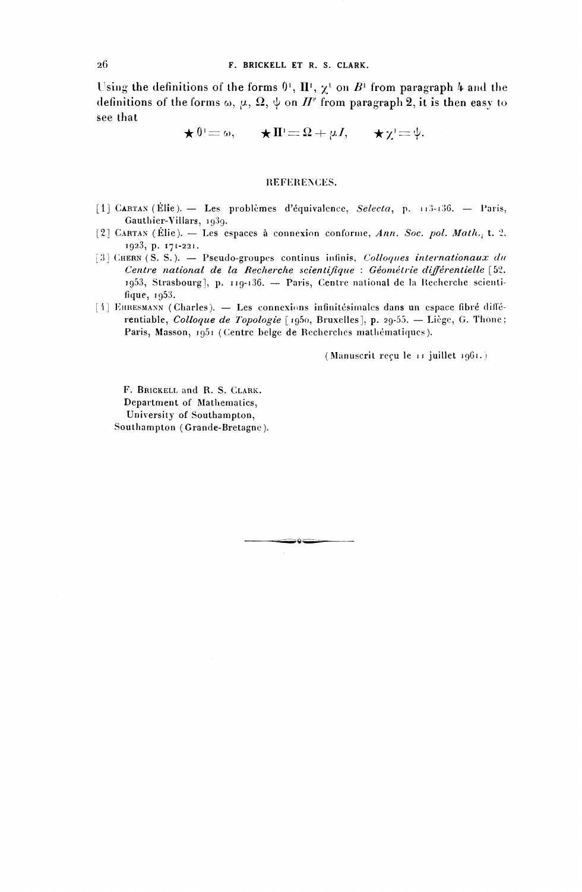Using the definitions of the forms $\theta^1$, $\mathbf{\Pi}^1$, $\chi^1$ on $B^1$ from paragraph 4 and the definitions of the forms $\omega$, $\mu$, $\Omega$, $\psi$ on $H''$ from paragraph 2, it is then easy to see that

$$\star\,\theta^1 = \omega, \qquad \star\,\mathbf{\Pi}^1 = \Omega + \mu . I, \qquad \star\,\chi^1 = \psi.$$

## REFERENCES.

[1] Cartan (Élie). — Les problèmes d'équivalence, *Selecta*, p. 113-136. — Paris, Gauthier-Villars, 1939.

[2] Cartan (Élie). — Les espaces à connexion conforme, *Ann. Soc. pol. Math.*, t. 2, 1923, p. 171-221.

[3] Chern (S. S.). — Pseudo-groupes continus infinis, *Colloques internationaux du Centre national de la Recherche scientifique : Géométrie différentielle* [52, 1953, Strasbourg], p. 119-136. — Paris, Centre national de la Recherche scientifique, 1953.

[4] Ehresmann (Charles). — Les connexions infinitésimales dans un espace fibré différentiable, *Colloque de Topologie* [1950, Bruxelles], p. 29-55. — Liège, G. Thone; Paris, Masson, 1951 (Centre belge de Recherches mathématiques).

(Manuscrit reçu le 11 juillet 1961.)

F. Brickell and R. S. Clark.
Department of Mathematics,
University of Southampton,
Southampton (Grande-Bretagne).